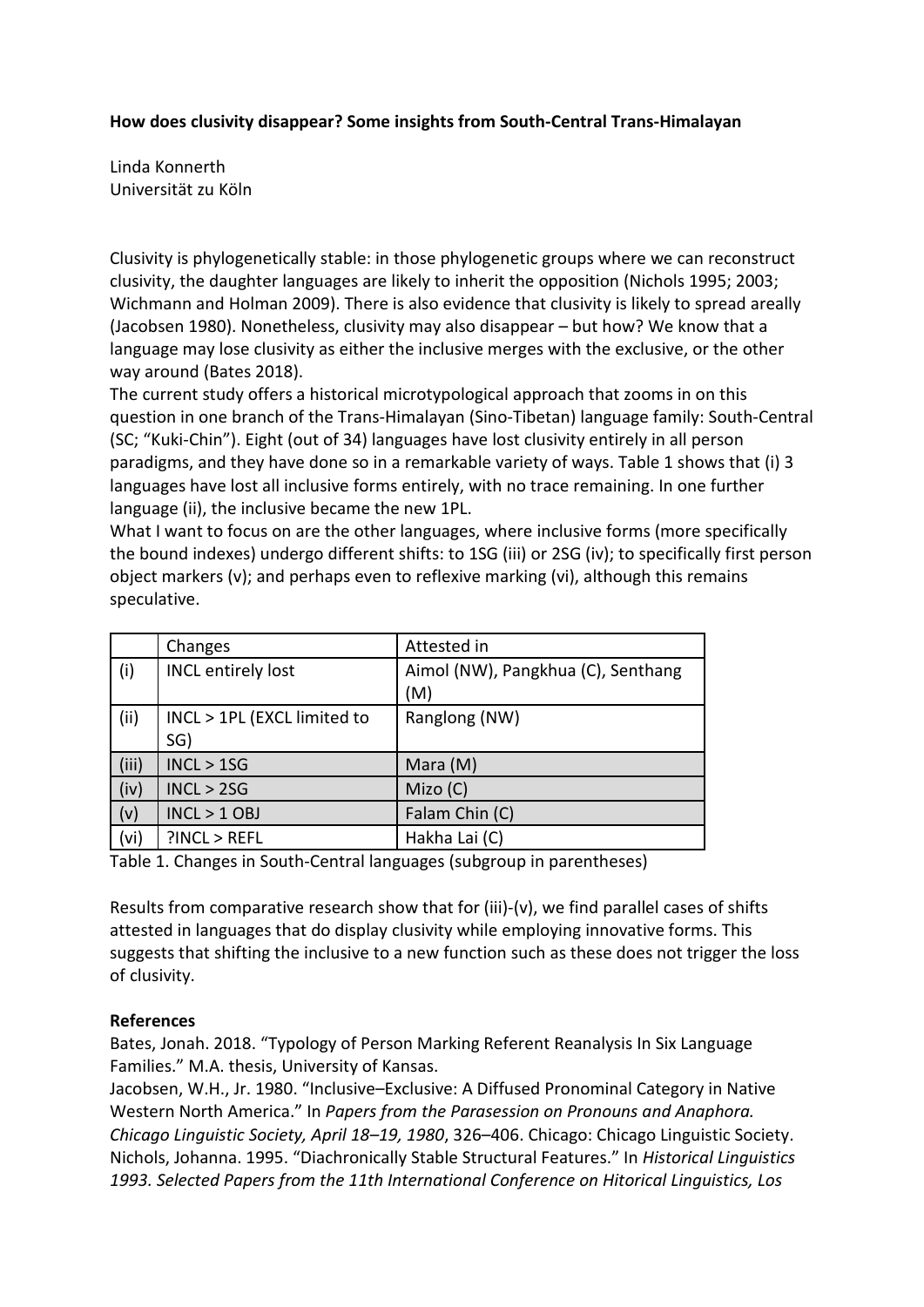**How does clusivity disappear? Some insights from South-Central Trans-Himalayan**

Linda Konnerth
Universität zu Köln

Clusivity is phylogenetically stable: in those phylogenetic groups where we can reconstruct clusivity, the daughter languages are likely to inherit the opposition (Nichols 1995; 2003; Wichmann and Holman 2009). There is also evidence that clusivity is likely to spread areally (Jacobsen 1980). Nonetheless, clusivity may also disappear – but how? We know that a language may lose clusivity as either the inclusive merges with the exclusive, or the other way around (Bates 2018).

The current study offers a historical microtypological approach that zooms in on this question in one branch of the Trans-Himalayan (Sino-Tibetan) language family: South-Central (SC; "Kuki-Chin"). Eight (out of 34) languages have lost clusivity entirely in all person paradigms, and they have done so in a remarkable variety of ways. Table 1 shows that (i) 3 languages have lost all inclusive forms entirely, with no trace remaining. In one further language (ii), the inclusive became the new 1PL.

What I want to focus on are the other languages, where inclusive forms (more specifically the bound indexes) undergo different shifts: to 1SG (iii) or 2SG (iv); to specifically first person object markers (v); and perhaps even to reflexive marking (vi), although this remains speculative.

| | Changes | Attested in |
|---|---|---|
| (i) | INCL entirely lost | Aimol (NW), Pangkhua (C), Senthang (M) |
| (ii) | INCL > 1PL (EXCL limited to SG) | Ranglong (NW) |
| (iii) | INCL > 1SG | Mara (M) |
| (iv) | INCL > 2SG | Mizo (C) |
| (v) | INCL > 1 OBJ | Falam Chin (C) |
| (vi) | ?INCL > REFL | Hakha Lai (C) |

Table 1. Changes in South-Central languages (subgroup in parentheses)

Results from comparative research show that for (iii)-(v), we find parallel cases of shifts attested in languages that do display clusivity while employing innovative forms. This suggests that shifting the inclusive to a new function such as these does not trigger the loss of clusivity.

**References**

Bates, Jonah. 2018. "Typology of Person Marking Referent Reanalysis In Six Language Families." M.A. thesis, University of Kansas.

Jacobsen, W.H., Jr. 1980. "Inclusive–Exclusive: A Diffused Pronominal Category in Native Western North America." In *Papers from the Parasession on Pronouns and Anaphora. Chicago Linguistic Society, April 18–19, 1980*, 326–406. Chicago: Chicago Linguistic Society.

Nichols, Johanna. 1995. "Diachronically Stable Structural Features." In *Historical Linguistics 1993. Selected Papers from the 11th International Conference on Hitorical Linguistics, Los*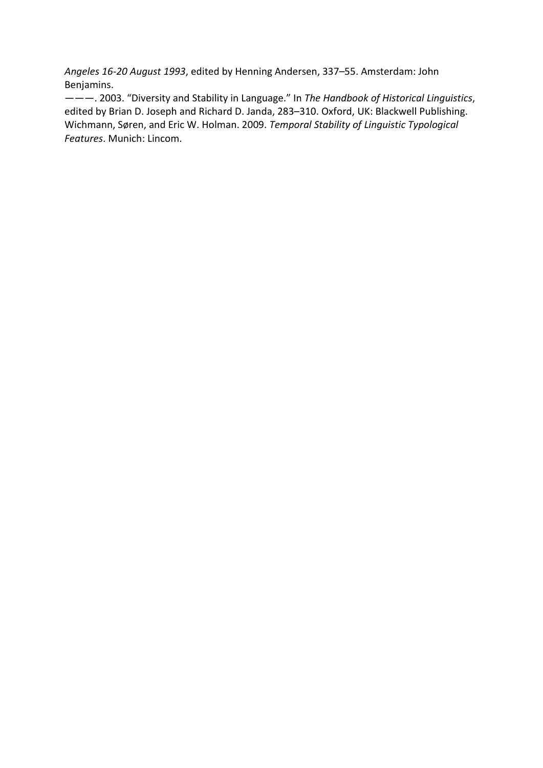*Angeles 16-20 August 1993*, edited by Henning Andersen, 337–55. Amsterdam: John Benjamins.

———. 2003. “Diversity and Stability in Language.” In *The Handbook of Historical Linguistics*, edited by Brian D. Joseph and Richard D. Janda, 283–310. Oxford, UK: Blackwell Publishing.

Wichmann, Søren, and Eric W. Holman. 2009. *Temporal Stability of Linguistic Typological Features*. Munich: Lincom.